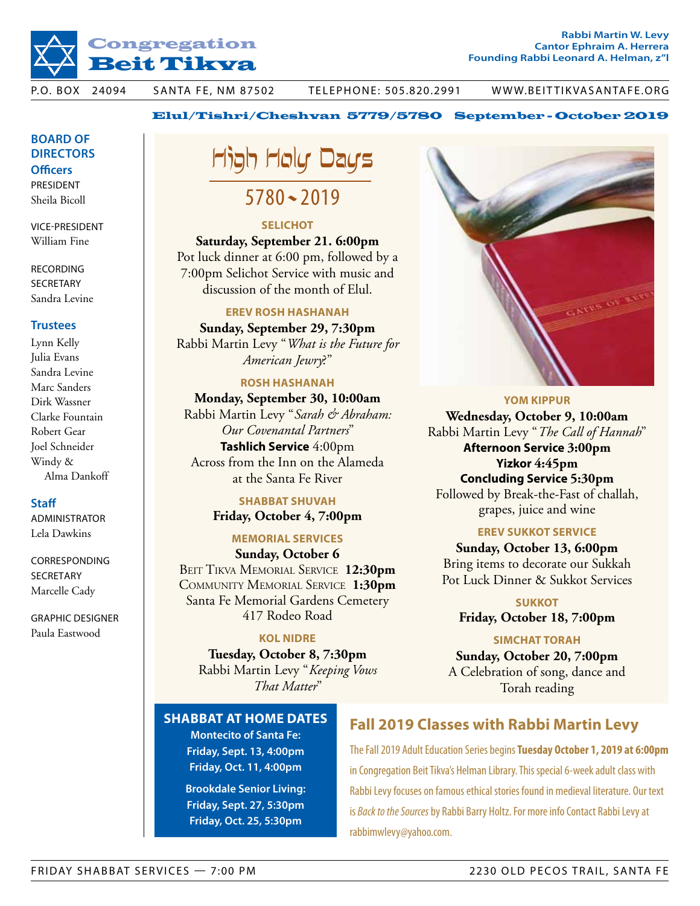# Congregation Beit Tikva

**Rabbi Martin W. Levy**
**Cantor Ephraim A. Herrera**
**Founding Rabbi Leonard A. Helman, z"l**

P.O. BOX 24094 SANTA FE, NM 87502 TELEPHONE: 505.820.2991 WWW.BEITTIKVASANTAFE.ORG

**Elul/Tishri/Cheshvan 5779/5780 September - October 2019**

## BOARD OF DIRECTORS

### Officers

PRESIDENT
Sheila Bicoll

VICE-PRESIDENT
William Fine

RECORDING SECRETARY
Sandra Levine

### Trustees

Lynn Kelly
Julia Evans
Sandra Levine
Marc Sanders
Dirk Wassner
Clarke Fountain
Robert Gear
Joel Schneider
Windy & Alma Dankoff

### Staff

ADMINISTRATOR
Lela Dawkins

CORRESPONDING SECRETARY
Marcelle Cady

GRAPHIC DESIGNER
Paula Eastwood

# High Holy Days

## 5780 ~ 2019

### SELICHOT

**Saturday, September 21. 6:00pm**
Pot luck dinner at 6:00 pm, followed by a 7:00pm Selichot Service with music and discussion of the month of Elul.

### EREV ROSH HASHANAH

**Sunday, September 29, 7:30pm**
Rabbi Martin Levy "*What is the Future for American Jewry?*"

### ROSH HASHANAH

**Monday, September 30, 10:00am**
Rabbi Martin Levy "*Sarah & Abraham: Our Covenantal Partners*"
**Tashlich Service** 4:00pm
Across from the Inn on the Alameda at the Santa Fe River

### SHABBAT SHUVAH

**Friday, October 4, 7:00pm**

### MEMORIAL SERVICES

**Sunday, October 6**
Beit Tikva Memorial Service **12:30pm**
Community Memorial Service **1:30pm**
Santa Fe Memorial Gardens Cemetery
417 Rodeo Road

### KOL NIDRE

**Tuesday, October 8, 7:30pm**
Rabbi Martin Levy "*Keeping Vows That Matter*"

### YOM KIPPUR

**Wednesday, October 9, 10:00am**
Rabbi Martin Levy "*The Call of Hannah*"
**Afternoon Service 3:00pm**
**Yizkor 4:45pm**
**Concluding Service 5:30pm**
Followed by Break-the-Fast of challah, grapes, juice and wine

### EREV SUKKOT SERVICE

**Sunday, October 13, 6:00pm**
Bring items to decorate our Sukkah
Pot Luck Dinner & Sukkot Services

### SUKKOT

**Friday, October 18, 7:00pm**

### SIMCHAT TORAH

**Sunday, October 20, 7:00pm**
A Celebration of song, dance and Torah reading

## SHABBAT AT HOME DATES

**Montecito of Santa Fe:**
**Friday, Sept. 13, 4:00pm**
**Friday, Oct. 11, 4:00pm**

**Brookdale Senior Living:**
**Friday, Sept. 27, 5:30pm**
**Friday, Oct. 25, 5:30pm**

## Fall 2019 Classes with Rabbi Martin Levy

The Fall 2019 Adult Education Series begins **Tuesday October 1, 2019 at 6:00pm** in Congregation Beit Tikva's Helman Library. This special 6-week adult class with Rabbi Levy focuses on famous ethical stories found in medieval literature. Our text is *Back to the Sources* by Rabbi Barry Holtz. For more info Contact Rabbi Levy at rabbimwlevy@yahoo.com.

FRIDAY SHABBAT SERVICES — 7:00 PM 2230 OLD PECOS TRAIL, SANTA FE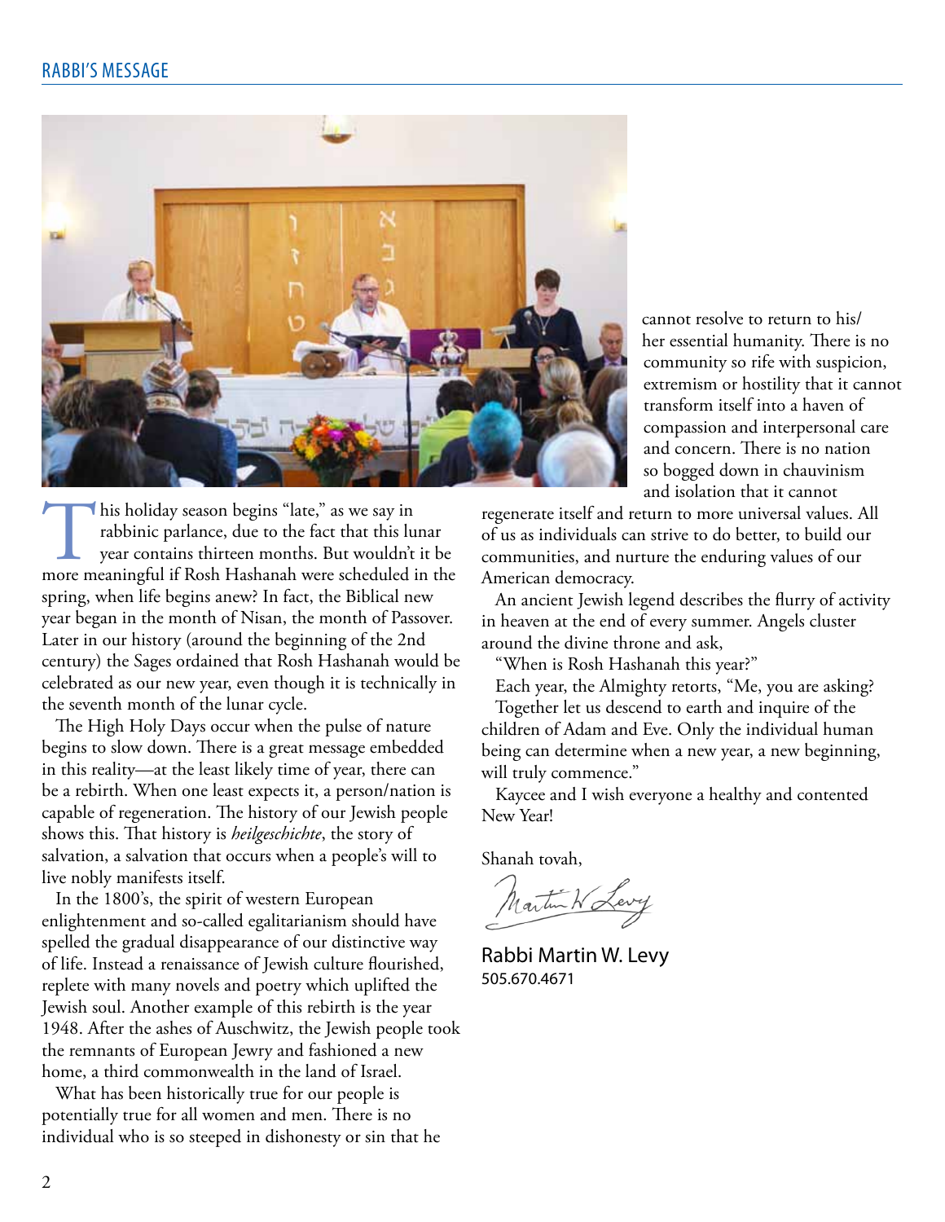## RABBI'S MESSAGE

This holiday season begins "late," as we say in rabbinic parlance, due to the fact that this lunar year contains thirteen months. But wouldn't it be more meaningful if Rosh Hashanah were scheduled in the spring, when life begins anew? In fact, the Biblical new year began in the month of Nisan, the month of Passover. Later in our history (around the beginning of the 2nd century) the Sages ordained that Rosh Hashanah would be celebrated as our new year, even though it is technically in the seventh month of the lunar cycle.

The High Holy Days occur when the pulse of nature begins to slow down. There is a great message embedded in this reality—at the least likely time of year, there can be a rebirth. When one least expects it, a person/nation is capable of regeneration. The history of our Jewish people shows this. That history is *heilgeschichte*, the story of salvation, a salvation that occurs when a people's will to live nobly manifests itself.

In the 1800's, the spirit of western European enlightenment and so-called egalitarianism should have spelled the gradual disappearance of our distinctive way of life. Instead a renaissance of Jewish culture flourished, replete with many novels and poetry which uplifted the Jewish soul. Another example of this rebirth is the year 1948. After the ashes of Auschwitz, the Jewish people took the remnants of European Jewry and fashioned a new home, a third commonwealth in the land of Israel.

What has been historically true for our people is potentially true for all women and men. There is no individual who is so steeped in dishonesty or sin that he cannot resolve to return to his/her essential humanity. There is no community so rife with suspicion, extremism or hostility that it cannot transform itself into a haven of compassion and interpersonal care and concern. There is no nation so bogged down in chauvinism and isolation that it cannot regenerate itself and return to more universal values. All of us as individuals can strive to do better, to build our communities, and nurture the enduring values of our American democracy.

An ancient Jewish legend describes the flurry of activity in heaven at the end of every summer. Angels cluster around the divine throne and ask,

"When is Rosh Hashanah this year?"

Each year, the Almighty retorts, "Me, you are asking? Together let us descend to earth and inquire of the children of Adam and Eve. Only the individual human being can determine when a new year, a new beginning, will truly commence."

Kaycee and I wish everyone a healthy and contented New Year!

Shanah tovah,

Rabbi Martin W. Levy
505.670.4671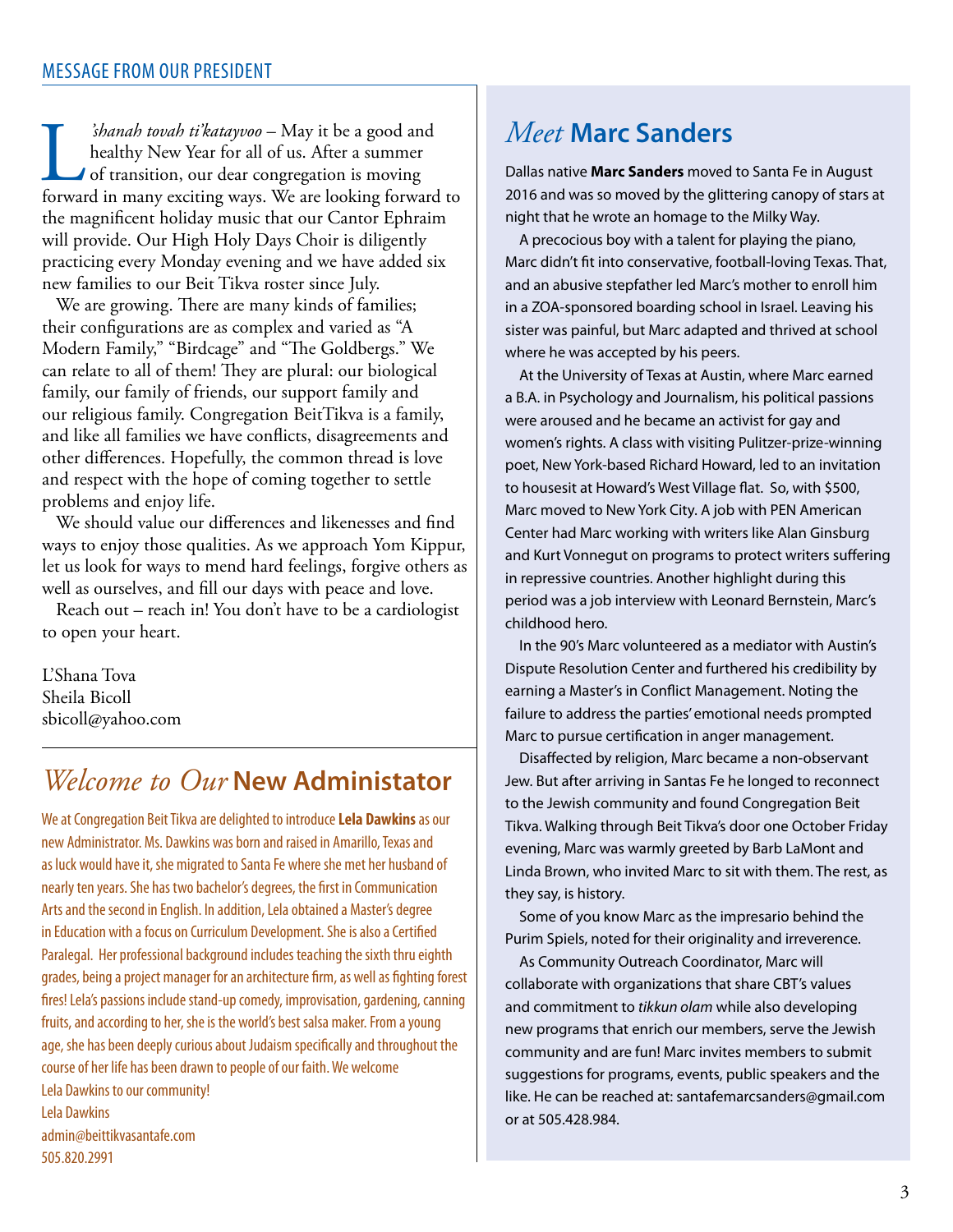## MESSAGE FROM OUR PRESIDENT

*L'shanah tovah ti'katayvoo* – May it be a good and healthy New Year for all of us. After a summer of transition, our dear congregation is moving forward in many exciting ways. We are looking forward to the magnificent holiday music that our Cantor Ephraim will provide. Our High Holy Days Choir is diligently practicing every Monday evening and we have added six new families to our Beit Tikva roster since July.

We are growing. There are many kinds of families; their configurations are as complex and varied as "A Modern Family," "Birdcage" and "The Goldbergs." We can relate to all of them! They are plural: our biological family, our family of friends, our support family and our religious family. Congregation BeitTikva is a family, and like all families we have conflicts, disagreements and other differences. Hopefully, the common thread is love and respect with the hope of coming together to settle problems and enjoy life.

We should value our differences and likenesses and find ways to enjoy those qualities. As we approach Yom Kippur, let us look for ways to mend hard feelings, forgive others as well as ourselves, and fill our days with peace and love.

Reach out – reach in! You don't have to be a cardiologist to open your heart.

L'Shana Tova
Sheila Bicoll
sbicoll@yahoo.com

## *Welcome to Our* New Administator

We at Congregation Beit Tikva are delighted to introduce **Lela Dawkins** as our new Administrator. Ms. Dawkins was born and raised in Amarillo, Texas and as luck would have it, she migrated to Santa Fe where she met her husband of nearly ten years. She has two bachelor's degrees, the first in Communication Arts and the second in English. In addition, Lela obtained a Master's degree in Education with a focus on Curriculum Development. She is also a Certified Paralegal. Her professional background includes teaching the sixth thru eighth grades, being a project manager for an architecture firm, as well as fighting forest fires! Lela's passions include stand-up comedy, improvisation, gardening, canning fruits, and according to her, she is the world's best salsa maker. From a young age, she has been deeply curious about Judaism specifically and throughout the course of her life has been drawn to people of our faith. We welcome Lela Dawkins to our community!

Lela Dawkins
admin@beittikvasantafe.com
505.820.2991

## *Meet* Marc Sanders

Dallas native **Marc Sanders** moved to Santa Fe in August 2016 and was so moved by the glittering canopy of stars at night that he wrote an homage to the Milky Way.

A precocious boy with a talent for playing the piano, Marc didn't fit into conservative, football-loving Texas. That, and an abusive stepfather led Marc's mother to enroll him in a ZOA-sponsored boarding school in Israel. Leaving his sister was painful, but Marc adapted and thrived at school where he was accepted by his peers.

At the University of Texas at Austin, where Marc earned a B.A. in Psychology and Journalism, his political passions were aroused and he became an activist for gay and women's rights. A class with visiting Pulitzer-prize-winning poet, New York-based Richard Howard, led to an invitation to housesit at Howard's West Village flat. So, with $500, Marc moved to New York City. A job with PEN American Center had Marc working with writers like Alan Ginsburg and Kurt Vonnegut on programs to protect writers suffering in repressive countries. Another highlight during this period was a job interview with Leonard Bernstein, Marc's childhood hero.

In the 90's Marc volunteered as a mediator with Austin's Dispute Resolution Center and furthered his credibility by earning a Master's in Conflict Management. Noting the failure to address the parties' emotional needs prompted Marc to pursue certification in anger management.

Disaffected by religion, Marc became a non-observant Jew. But after arriving in Santas Fe he longed to reconnect to the Jewish community and found Congregation Beit Tikva. Walking through Beit Tikva's door one October Friday evening, Marc was warmly greeted by Barb LaMont and Linda Brown, who invited Marc to sit with them. The rest, as they say, is history.

Some of you know Marc as the impresario behind the Purim Spiels, noted for their originality and irreverence.

As Community Outreach Coordinator, Marc will collaborate with organizations that share CBT's values and commitment to *tikkun olam* while also developing new programs that enrich our members, serve the Jewish community and are fun! Marc invites members to submit suggestions for programs, events, public speakers and the like. He can be reached at: santafemarcsanders@gmail.com or at 505.428.984.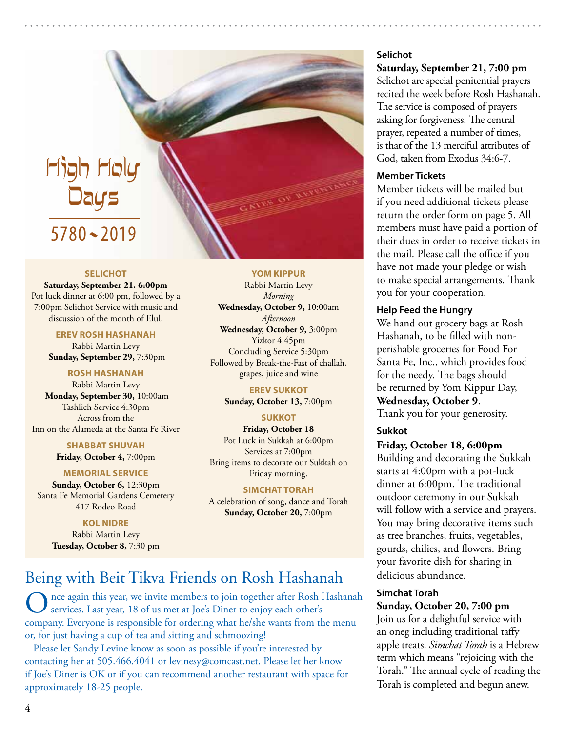# High Holy Days

## 5780 ~ 2019

### SELICHOT

**Saturday, September 21. 6:00pm**
Pot luck dinner at 6:00 pm, followed by a 7:00pm Selichot Service with music and discussion of the month of Elul.

### EREV ROSH HASHANAH

Rabbi Martin Levy
**Sunday, September 29,** 7:30pm

### ROSH HASHANAH

Rabbi Martin Levy
**Monday, September 30,** 10:00am
Tashlich Service 4:30pm
Across from the
Inn on the Alameda at the Santa Fe River

### SHABBAT SHUVAH

**Friday, October 4,** 7:00pm

### MEMORIAL SERVICE

**Sunday, October 6,** 12:30pm
Santa Fe Memorial Gardens Cemetery
417 Rodeo Road

### KOL NIDRE

Rabbi Martin Levy
**Tuesday, October 8,** 7:30 pm

### YOM KIPPUR

Rabbi Martin Levy
*Morning*
**Wednesday, October 9,** 10:00am
*Afternoon*
**Wednesday, October 9,** 3:00pm
Yizkor 4:45pm
Concluding Service 5:30pm
Followed by Break-the-Fast of challah, grapes, juice and wine

### EREV SUKKOT

**Sunday, October 13,** 7:00pm

### SUKKOT

**Friday, October 18**
Pot Luck in Sukkah at 6:00pm
Services at 7:00pm
Bring items to decorate our Sukkah on Friday morning.

### SIMCHAT TORAH

A celebration of song, dance and Torah
**Sunday, October 20,** 7:00pm

## Being with Beit Tikva Friends on Rosh Hashanah

Once again this year, we invite members to join together after Rosh Hashanah services. Last year, 18 of us met at Joe's Diner to enjoy each other's company. Everyone is responsible for ordering what he/she wants from the menu or, for just having a cup of tea and sitting and schmoozing!

Please let Sandy Levine know as soon as possible if you're interested by contacting her at 505.466.4041 or levinesy@comcast.net. Please let her know if Joe's Diner is OK or if you can recommend another restaurant with space for approximately 18-25 people.

### Selichot

**Saturday, September 21, 7:00 pm**
Selichot are special penitential prayers recited the week before Rosh Hashanah. The service is composed of prayers asking for forgiveness. The central prayer, repeated a number of times, is that of the 13 merciful attributes of God, taken from Exodus 34:6-7.

### Member Tickets

Member tickets will be mailed but if you need additional tickets please return the order form on page 5. All members must have paid a portion of their dues in order to receive tickets in the mail. Please call the office if you have not made your pledge or wish to make special arrangements. Thank you for your cooperation.

### Help Feed the Hungry

We hand out grocery bags at Rosh Hashanah, to be filled with non-perishable groceries for Food For Santa Fe, Inc., which provides food for the needy. The bags should be returned by Yom Kippur Day, **Wednesday, October 9**.
Thank you for your generosity.

### Sukkot

**Friday, October 18, 6:00pm**
Building and decorating the Sukkah starts at 4:00pm with a pot-luck dinner at 6:00pm. The traditional outdoor ceremony in our Sukkah will follow with a service and prayers. You may bring decorative items such as tree branches, fruits, vegetables, gourds, chilies, and flowers. Bring your favorite dish for sharing in delicious abundance.

### Simchat Torah

**Sunday, October 20, 7:00 pm**
Join us for a delightful service with an oneg including traditional taffy apple treats. *Simchat Torah* is a Hebrew term which means "rejoicing with the Torah." The annual cycle of reading the Torah is completed and begun anew.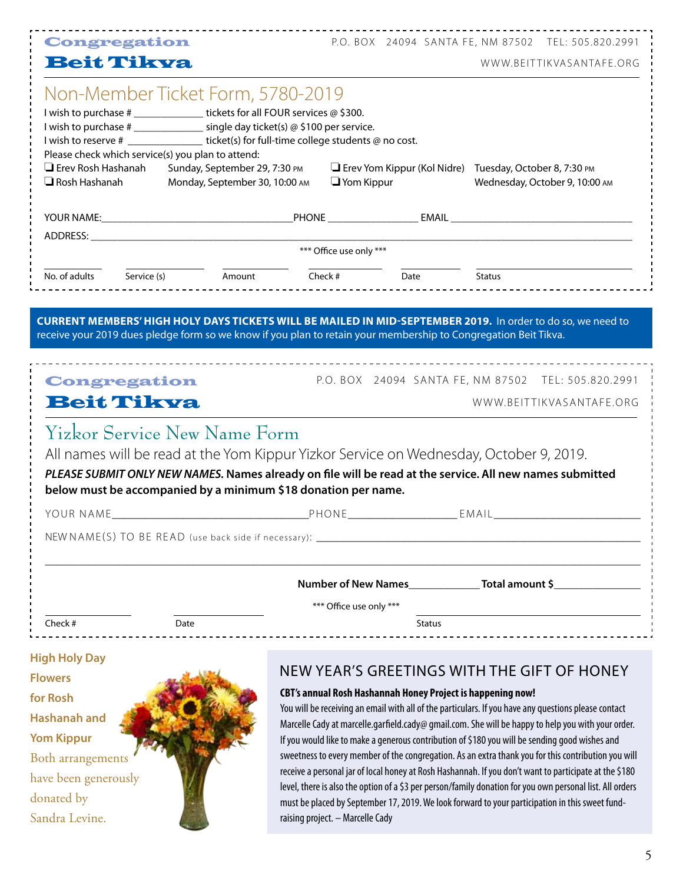**Congregation**
**Beit Tikva**

P.O. BOX 24094 SANTA FE, NM 87502 TEL: 505.820.2991
WWW.BEITTIKVASANTAFE.ORG

## Non-Member Ticket Form, 5780-2019

I wish to purchase # _____________ tickets for all FOUR services @ $300.
I wish to purchase # _____________ single day ticket(s) @ $100 per service.
I wish to reserve # _____________ ticket(s) for full-time college students @ no cost.
Please check which service(s) you plan to attend:

- ❑ Erev Rosh Hashanah — Sunday, September 29, 7:30 PM
- ❑ Rosh Hashanah — Monday, September 30, 10:00 AM
- ❑ Erev Yom Kippur (Kol Nidre) — Tuesday, October 8, 7:30 PM
- ❑ Yom Kippur — Wednesday, October 9, 10:00 AM

YOUR NAME:___________________________ PHONE ______________ EMAIL ___________________________

ADDRESS: ____________________________________________________________________________

*** Office use only ***

| No. of adults | Service (s) | Amount | Check # | Date | Status |
|---|---|---|---|---|---|
| | | | | | |

**CURRENT MEMBERS' HIGH HOLY DAYS TICKETS WILL BE MAILED IN MID-SEPTEMBER 2019.** In order to do so, we need to receive your 2019 dues pledge form so we know if you plan to retain your membership to Congregation Beit Tikva.

**Congregation**
**Beit Tikva**

P.O. BOX 24094 SANTA FE, NM 87502 TEL: 505.820.2991
WWW.BEITTIKVASANTAFE.ORG

## Yizkor Service New Name Form

All names will be read at the Yom Kippur Yizkor Service on Wednesday, October 9, 2019.

***PLEASE SUBMIT ONLY NEW NAMES.*** **Names already on file will be read at the service. All new names submitted below must be accompanied by a minimum $18 donation per name.**

YOUR NAME___________________________ PHONE______________ EMAIL___________________________

NEW NAME(S) TO BE READ (use back side if necessary): ______________________________________________

_____________________________________________________________________________________

**Number of New Names**___________ **Total amount $**_____________

*** Office use only ***

| Check # | Date | Status |
|---|---|---|
| | | |

**High Holy Day Flowers for Rosh Hashanah and Yom Kippur**

Both arrangements have been generously donated by Sandra Levine.

## NEW YEAR'S GREETINGS WITH THE GIFT OF HONEY

**CBT's annual Rosh Hashannah Honey Project is happening now!**

You will be receiving an email with all of the particulars. If you have any questions please contact Marcelle Cady at marcelle.garfield.cady@ gmail.com. She will be happy to help you with your order. If you would like to make a generous contribution of $180 you will be sending good wishes and sweetness to every member of the congregation. As an extra thank you for this contribution you will receive a personal jar of local honey at Rosh Hashannah. If you don't want to participate at the $180 level, there is also the option of a $3 per person/family donation for you own personal list. All orders must be placed by September 17, 2019. We look forward to your participation in this sweet fund-raising project. – Marcelle Cady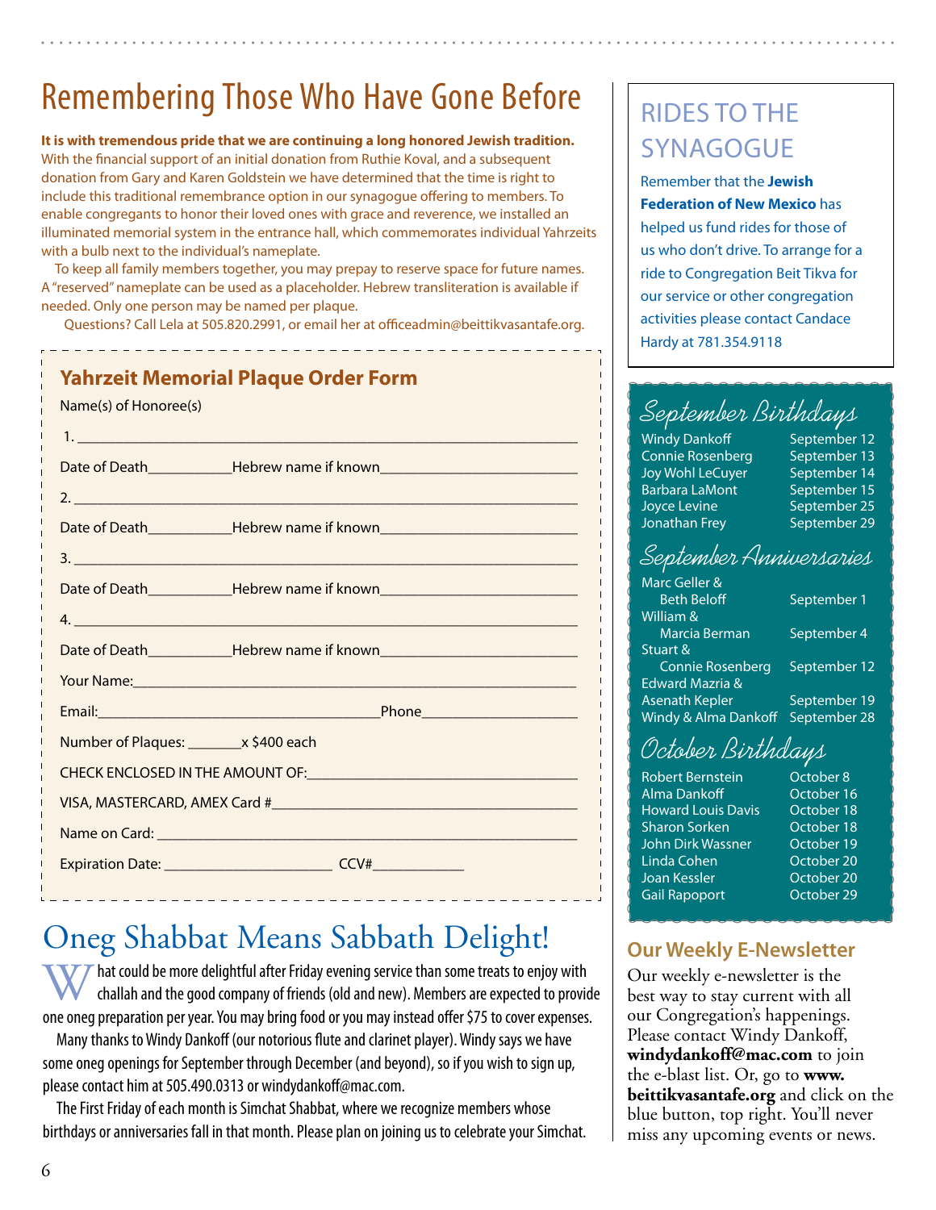# Remembering Those Who Have Gone Before

**It is with tremendous pride that we are continuing a long honored Jewish tradition.** With the financial support of an initial donation from Ruthie Koval, and a subsequent donation from Gary and Karen Goldstein we have determined that the time is right to include this traditional remembrance option in our synagogue offering to members. To enable congregants to honor their loved ones with grace and reverence, we installed an illuminated memorial system in the entrance hall, which commemorates individual Yahrzeits with a bulb next to the individual's nameplate.

To keep all family members together, you may prepay to reserve space for future names. A "reserved" nameplate can be used as a placeholder. Hebrew transliteration is available if needed. Only one person may be named per plaque.

Questions? Call Lela at 505.820.2991, or email her at officeadmin@beittikvasantafe.org.

## Yahrzeit Memorial Plaque Order Form

Name(s) of Honoree(s)

1. ____________________________________________

Date of Death__________ Hebrew name if known______________________

2. ____________________________________________

Date of Death__________ Hebrew name if known______________________

3. ____________________________________________

Date of Death__________ Hebrew name if known______________________

4. ____________________________________________

Date of Death__________ Hebrew name if known______________________

Your Name:____________________________________________

Email:______________________________ Phone____________________

Number of Plaques: _______x $400 each

CHECK ENCLOSED IN THE AMOUNT OF:______________________________

VISA, MASTERCARD, AMEX Card #______________________________

Name on Card: ______________________________________________

Expiration Date: ____________________ CCV#___________

# Oneg Shabbat Means Sabbath Delight!

What could be more delightful after Friday evening service than some treats to enjoy with challah and the good company of friends (old and new). Members are expected to provide one oneg preparation per year. You may bring food or you may instead offer $75 to cover expenses.

Many thanks to Windy Dankoff (our notorious flute and clarinet player). Windy says we have some oneg openings for September through December (and beyond), so if you wish to sign up, please contact him at 505.490.0313 or windydankoff@mac.com.

The First Friday of each month is Simchat Shabbat, where we recognize members whose birthdays or anniversaries fall in that month. Please plan on joining us to celebrate your Simchat.

## RIDES TO THE SYNAGOGUE

Remember that the **Jewish Federation of New Mexico** has helped us fund rides for those of us who don't drive. To arrange for a ride to Congregation Beit Tikva for our service or other congregation activities please contact Candace Hardy at 781.354.9118

## September Birthdays

| | |
|---|---|
| Windy Dankoff | September 12 |
| Connie Rosenberg | September 13 |
| Joy Wohl LeCuyer | September 14 |
| Barbara LaMont | September 15 |
| Joyce Levine | September 25 |
| Jonathan Frey | September 29 |

## September Anniversaries

| | |
|---|---|
| Marc Geller & Beth Beloff | September 1 |
| William & Marcia Berman | September 4 |
| Stuart & Connie Rosenberg | September 12 |
| Edward Mazria & Asenath Kepler | September 19 |
| Windy & Alma Dankoff | September 28 |

## October Birthdays

| | |
|---|---|
| Robert Bernstein | October 8 |
| Alma Dankoff | October 16 |
| Howard Louis Davis | October 18 |
| Sharon Sorken | October 18 |
| John Dirk Wassner | October 19 |
| Linda Cohen | October 20 |
| Joan Kessler | October 20 |
| Gail Rapoport | October 29 |

## Our Weekly E-Newsletter

Our weekly e-newsletter is the best way to stay current with all our Congregation's happenings. Please contact Windy Dankoff, **windydankoff@mac.com** to join the e-blast list. Or, go to **www.beittikvasantafe.org** and click on the blue button, top right. You'll never miss any upcoming events or news.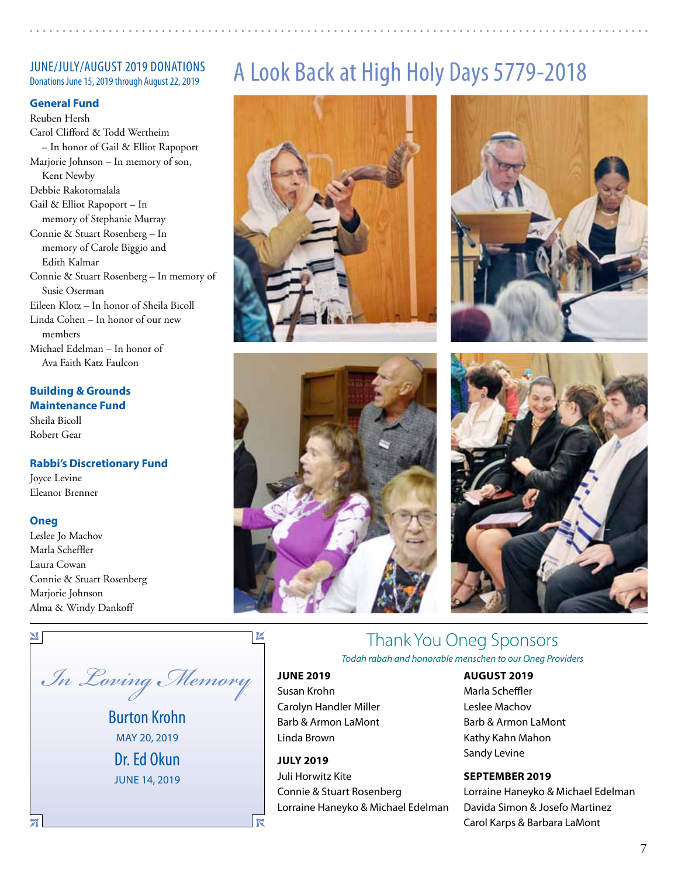## JUNE/JULY/AUGUST 2019 DONATIONS

Donations June 15, 2019 through August 22, 2019

### General Fund

Reuben Hersh
Carol Clifford & Todd Wertheim – In honor of Gail & Elliot Rapoport
Marjorie Johnson – In memory of son, Kent Newby
Debbie Rakotomalala
Gail & Elliot Rapoport – In memory of Stephanie Murray
Connie & Stuart Rosenberg – In memory of Carole Biggio and Edith Kalmar
Connie & Stuart Rosenberg – In memory of Susie Oserman
Eileen Klotz – In honor of Sheila Bicoll
Linda Cohen – In honor of our new members
Michael Edelman – In honor of Ava Faith Katz Faulcon

### Building & Grounds Maintenance Fund

Sheila Bicoll
Robert Gear

### Rabbi's Discretionary Fund

Joyce Levine
Eleanor Brenner

### Oneg

Leslee Jo Machov
Marla Scheffler
Laura Cowan
Connie & Stuart Rosenberg
Marjorie Johnson
Alma & Windy Dankoff

*In Loving Memory*

**Burton Krohn**
MAY 20, 2019

**Dr. Ed Okun**
JUNE 14, 2019

# A Look Back at High Holy Days 5779-2018

## Thank You Oneg Sponsors

*Todah rabah and honorable menschen to our Oneg Providers*

**JUNE 2019**
Susan Krohn
Carolyn Handler Miller
Barb & Armon LaMont
Linda Brown

**JULY 2019**
Juli Horwitz Kite
Connie & Stuart Rosenberg
Lorraine Haneyko & Michael Edelman

**AUGUST 2019**
Marla Scheffler
Leslee Machov
Barb & Armon LaMont
Kathy Kahn Mahon
Sandy Levine

**SEPTEMBER 2019**
Lorraine Haneyko & Michael Edelman
Davida Simon & Josefo Martinez
Carol Karps & Barbara LaMont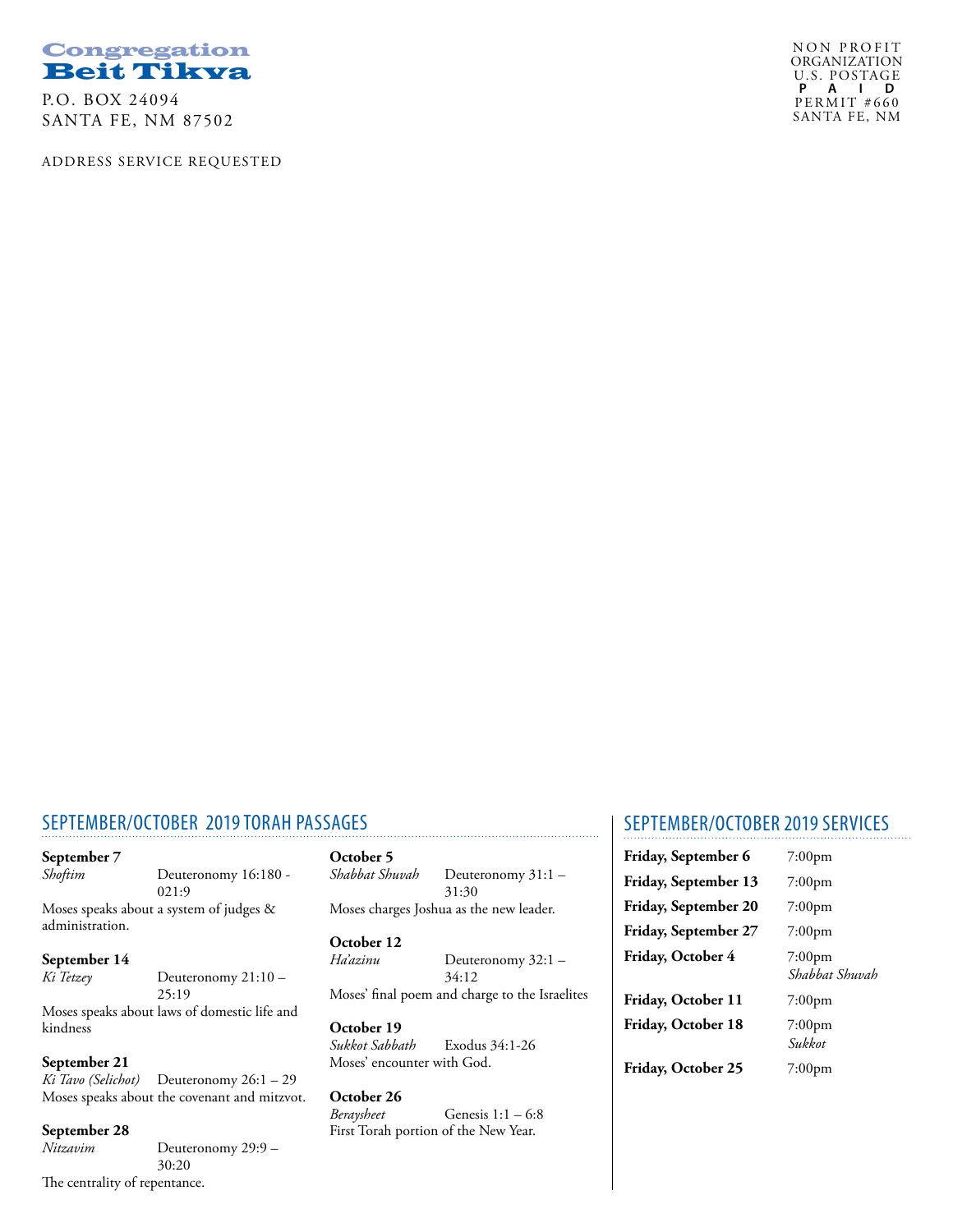**Congregation Beit Tikva**

P.O. BOX 24094
SANTA FE, NM 87502

ADDRESS SERVICE REQUESTED

NON PROFIT
ORGANIZATION
U.S. POSTAGE
**P A I D**
PERMIT #660
SANTA FE, NM

## SEPTEMBER/OCTOBER 2019 TORAH PASSAGES

**September 7**
*Shoftim* Deuteronomy 16:180 - 021:9
Moses speaks about a system of judges & administration.

**September 14**
*Ki Tetzey* Deuteronomy 21:10 – 25:19
Moses speaks about laws of domestic life and kindness

**September 21**
*Ki Tavo (Selichot)* Deuteronomy 26:1 – 29
Moses speaks about the covenant and mitzvot.

**September 28**
*Nitzavim* Deuteronomy 29:9 – 30:20
The centrality of repentance.

**October 5**
*Shabbat Shuvah* Deuteronomy 31:1 – 31:30
Moses charges Joshua as the new leader.

**October 12**
*Ha'azinu* Deuteronomy 32:1 – 34:12
Moses' final poem and charge to the Israelites

**October 19**
*Sukkot Sabbath* Exodus 34:1-26
Moses' encounter with God.

**October 26**
*Beraysheet* Genesis 1:1 – 6:8
First Torah portion of the New Year.

## SEPTEMBER/OCTOBER 2019 SERVICES

| | |
|---|---|
| **Friday, September 6** | 7:00pm |
| **Friday, September 13** | 7:00pm |
| **Friday, September 20** | 7:00pm |
| **Friday, September 27** | 7:00pm |
| **Friday, October 4** | 7:00pm *Shabbat Shuvah* |
| **Friday, October 11** | 7:00pm |
| **Friday, October 18** | 7:00pm *Sukkot* |
| **Friday, October 25** | 7:00pm |